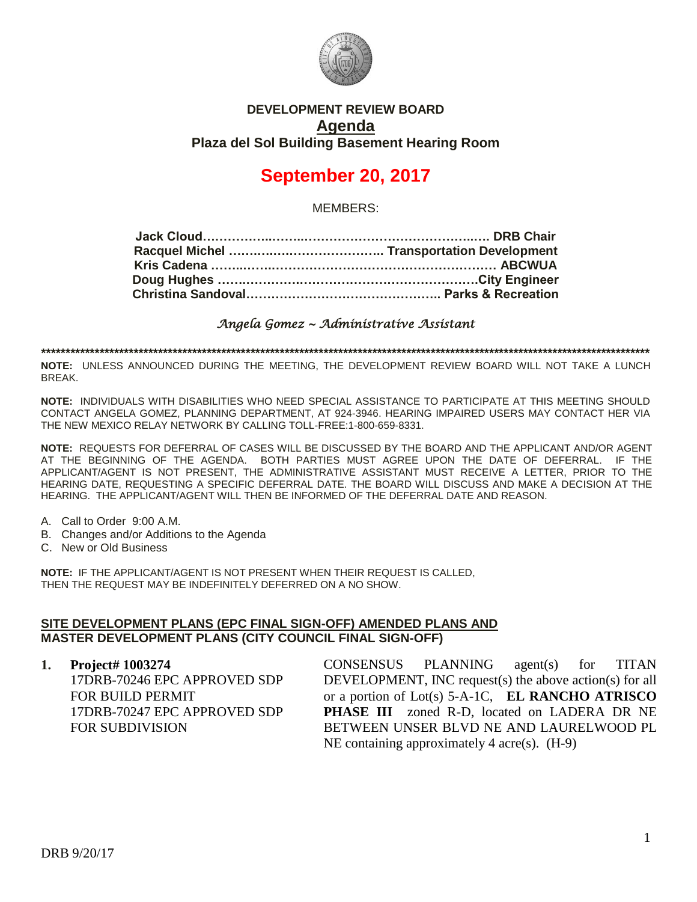# DEVELOPMENT REVIEW BOARD

## Agenda

### Plaza del Sol Building Basement Hearing Room

# September 20, 2017

MEMBERS:

**Jack Cloud…………….……………………………………..…. DRB Chair**
**Racquel Michel ………………………………. Transportation Development**
**Kris Cadena ……………………………………………………… ABCWUA**
**Doug Hughes ……………………………………………………City Engineer**
**Christina Sandoval……………………………………….. Parks & Recreation**

*Angela Gomez ~ Administrative Assistant*

*****************************************************************************************************************************

**NOTE:** UNLESS ANNOUNCED DURING THE MEETING, THE DEVELOPMENT REVIEW BOARD WILL NOT TAKE A LUNCH BREAK.

**NOTE:** INDIVIDUALS WITH DISABILITIES WHO NEED SPECIAL ASSISTANCE TO PARTICIPATE AT THIS MEETING SHOULD CONTACT ANGELA GOMEZ, PLANNING DEPARTMENT, AT 924-3946. HEARING IMPAIRED USERS MAY CONTACT HER VIA THE NEW MEXICO RELAY NETWORK BY CALLING TOLL-FREE:1-800-659-8331.

**NOTE:** REQUESTS FOR DEFERRAL OF CASES WILL BE DISCUSSED BY THE BOARD AND THE APPLICANT AND/OR AGENT AT THE BEGINNING OF THE AGENDA. BOTH PARTIES MUST AGREE UPON THE DATE OF DEFERRAL. IF THE APPLICANT/AGENT IS NOT PRESENT, THE ADMINISTRATIVE ASSISTANT MUST RECEIVE A LETTER, PRIOR TO THE HEARING DATE, REQUESTING A SPECIFIC DEFERRAL DATE. THE BOARD WILL DISCUSS AND MAKE A DECISION AT THE HEARING. THE APPLICANT/AGENT WILL THEN BE INFORMED OF THE DEFERRAL DATE AND REASON.

A. Call to Order 9:00 A.M.
B. Changes and/or Additions to the Agenda
C. New or Old Business

**NOTE:** IF THE APPLICANT/AGENT IS NOT PRESENT WHEN THEIR REQUEST IS CALLED, THEN THE REQUEST MAY BE INDEFINITELY DEFERRED ON A NO SHOW.

**SITE DEVELOPMENT PLANS (EPC FINAL SIGN-OFF) AMENDED PLANS AND MASTER DEVELOPMENT PLANS (CITY COUNCIL FINAL SIGN-OFF)**

1. **Project# 1003274**
   17DRB-70246 EPC APPROVED SDP FOR BUILD PERMIT
   17DRB-70247 EPC APPROVED SDP FOR SUBDIVISION

   CONSENSUS PLANNING agent(s) for TITAN DEVELOPMENT, INC request(s) the above action(s) for all or a portion of Lot(s) 5-A-1C, **EL RANCHO ATRISCO PHASE III** zoned R-D, located on LADERA DR NE BETWEEN UNSER BLVD NE AND LAURELWOOD PL NE containing approximately 4 acre(s). (H-9)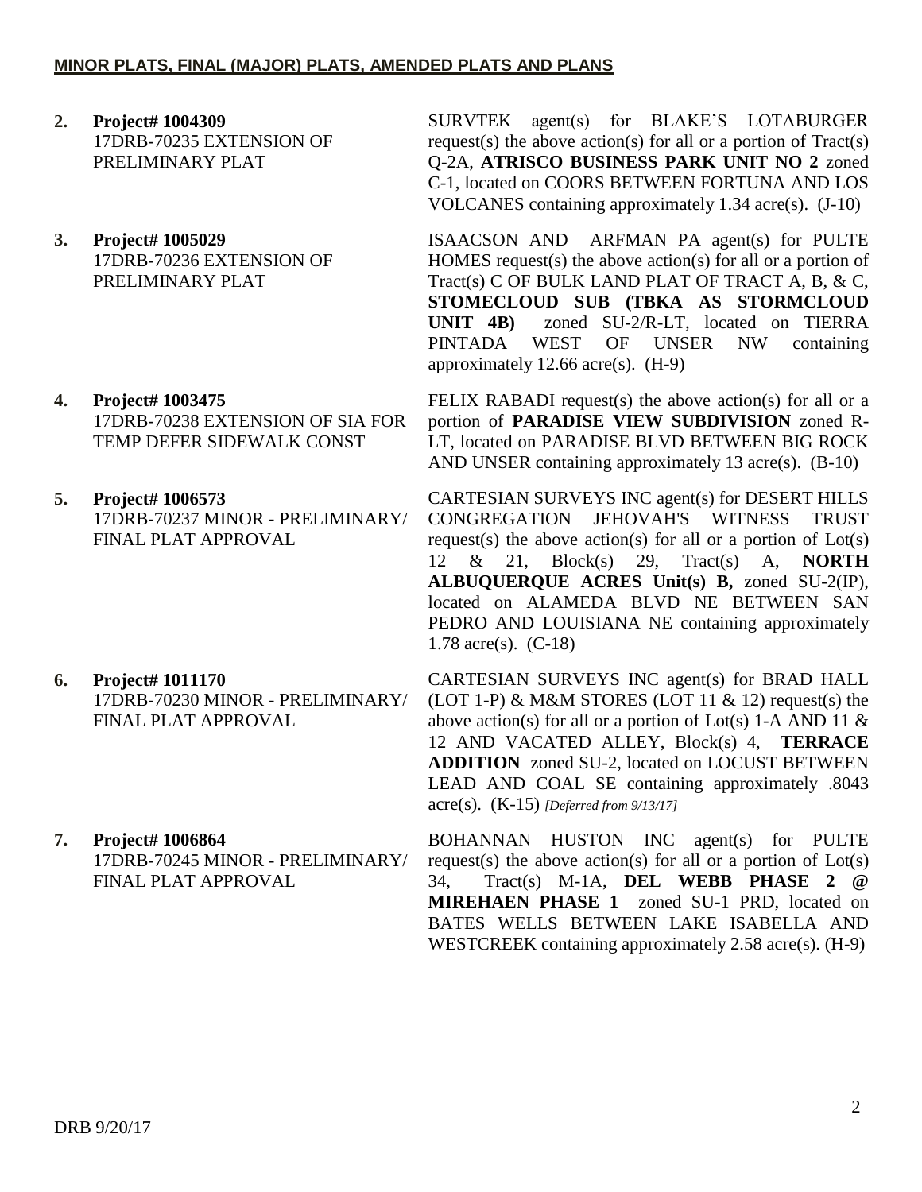**MINOR PLATS, FINAL (MAJOR) PLATS, AMENDED PLATS AND PLANS**

2. **Project# 1004309**
17DRB-70235 EXTENSION OF PRELIMINARY PLAT

SURVTEK agent(s) for BLAKE'S LOTABURGER request(s) the above action(s) for all or a portion of Tract(s) Q-2A, **ATRISCO BUSINESS PARK UNIT NO 2** zoned C-1, located on COORS BETWEEN FORTUNA AND LOS VOLCANES containing approximately 1.34 acre(s). (J-10)

3. **Project# 1005029**
17DRB-70236 EXTENSION OF PRELIMINARY PLAT

ISAACSON AND ARFMAN PA agent(s) for PULTE HOMES request(s) the above action(s) for all or a portion of Tract(s) C OF BULK LAND PLAT OF TRACT A, B, & C, **STOMECLOUD SUB (TBKA AS STORMCLOUD UNIT 4B)** zoned SU-2/R-LT, located on TIERRA PINTADA WEST OF UNSER NW containing approximately 12.66 acre(s). (H-9)

4. **Project# 1003475**
17DRB-70238 EXTENSION OF SIA FOR TEMP DEFER SIDEWALK CONST

FELIX RABADI request(s) the above action(s) for all or a portion of **PARADISE VIEW SUBDIVISION** zoned R-LT, located on PARADISE BLVD BETWEEN BIG ROCK AND UNSER containing approximately 13 acre(s). (B-10)

5. **Project# 1006573**
17DRB-70237 MINOR - PRELIMINARY/ FINAL PLAT APPROVAL

CARTESIAN SURVEYS INC agent(s) for DESERT HILLS CONGREGATION JEHOVAH'S WITNESS TRUST request(s) the above action(s) for all or a portion of Lot(s) 12 & 21, Block(s) 29, Tract(s) A, **NORTH ALBUQUERQUE ACRES Unit(s) B,** zoned SU-2(IP), located on ALAMEDA BLVD NE BETWEEN SAN PEDRO AND LOUISIANA NE containing approximately 1.78 acre(s). (C-18)

6. **Project# 1011170**
17DRB-70230 MINOR - PRELIMINARY/ FINAL PLAT APPROVAL

CARTESIAN SURVEYS INC agent(s) for BRAD HALL (LOT 1-P) & M&M STORES (LOT 11 & 12) request(s) the above action(s) for all or a portion of Lot(s) 1-A AND 11 & 12 AND VACATED ALLEY, Block(s) 4, **TERRACE ADDITION** zoned SU-2, located on LOCUST BETWEEN LEAD AND COAL SE containing approximately .8043 acre(s). (K-15) *[Deferred from 9/13/17]*

7. **Project# 1006864**
17DRB-70245 MINOR - PRELIMINARY/ FINAL PLAT APPROVAL

BOHANNAN HUSTON INC agent(s) for PULTE request(s) the above action(s) for all or a portion of Lot(s) 34, Tract(s) M-1A, **DEL WEBB PHASE 2 @ MIREHAEN PHASE 1** zoned SU-1 PRD, located on BATES WELLS BETWEEN LAKE ISABELLA AND WESTCREEK containing approximately 2.58 acre(s). (H-9)

DRB 9/20/17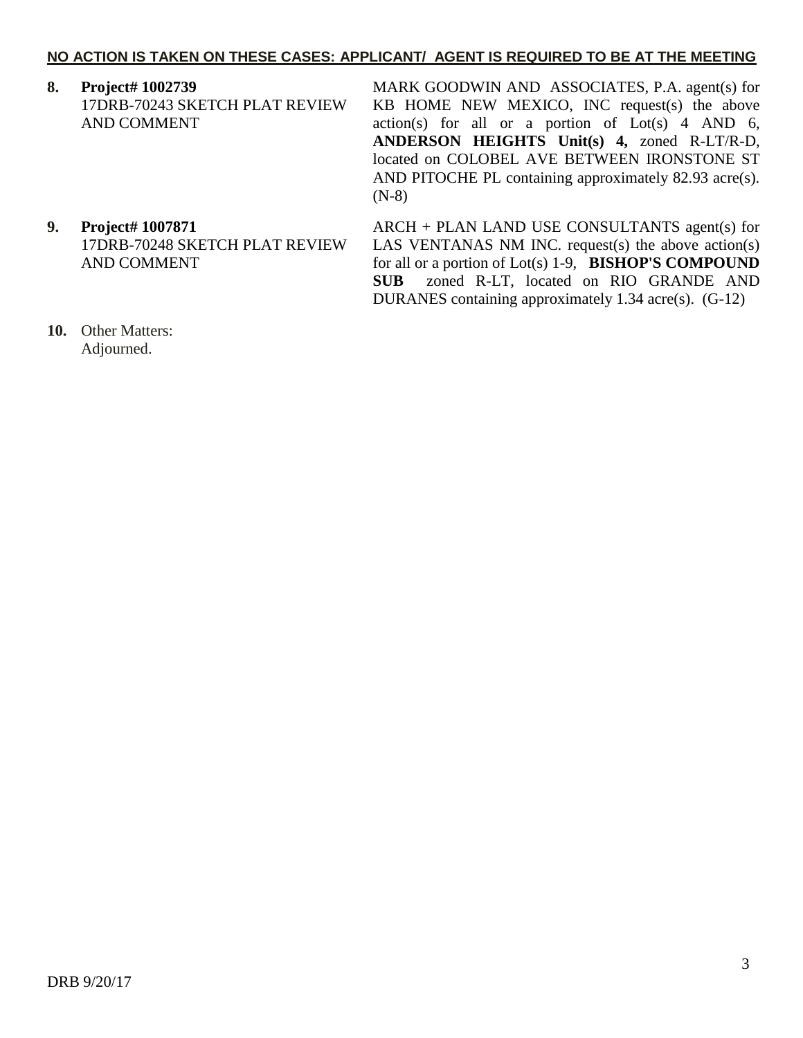**NO ACTION IS TAKEN ON THESE CASES: APPLICANT/ AGENT IS REQUIRED TO BE AT THE MEETING**

**8. Project# 1002739**
17DRB-70243 SKETCH PLAT REVIEW AND COMMENT

MARK GOODWIN AND ASSOCIATES, P.A. agent(s) for KB HOME NEW MEXICO, INC request(s) the above action(s) for all or a portion of Lot(s) 4 AND 6, **ANDERSON HEIGHTS Unit(s) 4,** zoned R-LT/R-D, located on COLOBEL AVE BETWEEN IRONSTONE ST AND PITOCHE PL containing approximately 82.93 acre(s). (N-8)

**9. Project# 1007871**
17DRB-70248 SKETCH PLAT REVIEW AND COMMENT

ARCH + PLAN LAND USE CONSULTANTS agent(s) for LAS VENTANAS NM INC. request(s) the above action(s) for all or a portion of Lot(s) 1-9, **BISHOP'S COMPOUND SUB** zoned R-LT, located on RIO GRANDE AND DURANES containing approximately 1.34 acre(s). (G-12)

**10.** Other Matters:
Adjourned.

DRB 9/20/17